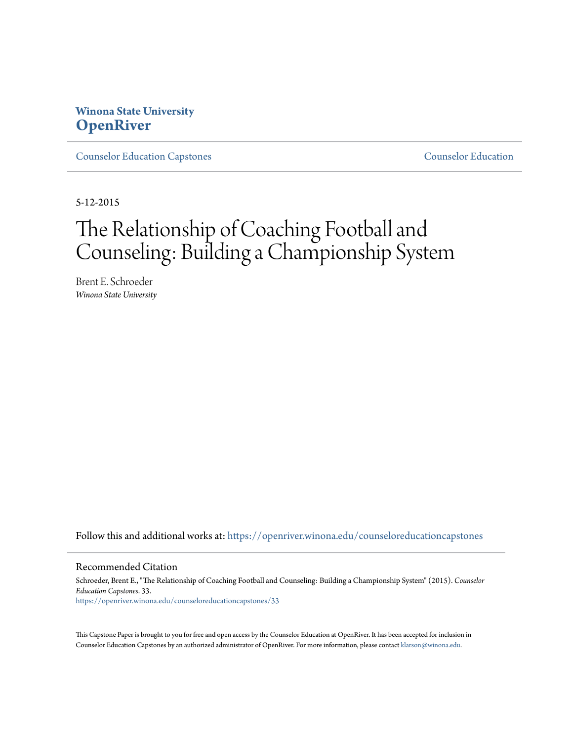Winona State University
**OpenRiver**

Counselor Education Capstones | Counselor Education

5-12-2015

# The Relationship of Coaching Football and Counseling: Building a Championship System

Brent E. Schroeder
*Winona State University*

Follow this and additional works at: https://openriver.winona.edu/counseloreducationcapstones

## Recommended Citation

Schroeder, Brent E., "The Relationship of Coaching Football and Counseling: Building a Championship System" (2015). *Counselor Education Capstones*. 33.
https://openriver.winona.edu/counseloreducationcapstones/33

This Capstone Paper is brought to you for free and open access by the Counselor Education at OpenRiver. It has been accepted for inclusion in Counselor Education Capstones by an authorized administrator of OpenRiver. For more information, please contact klarson@winona.edu.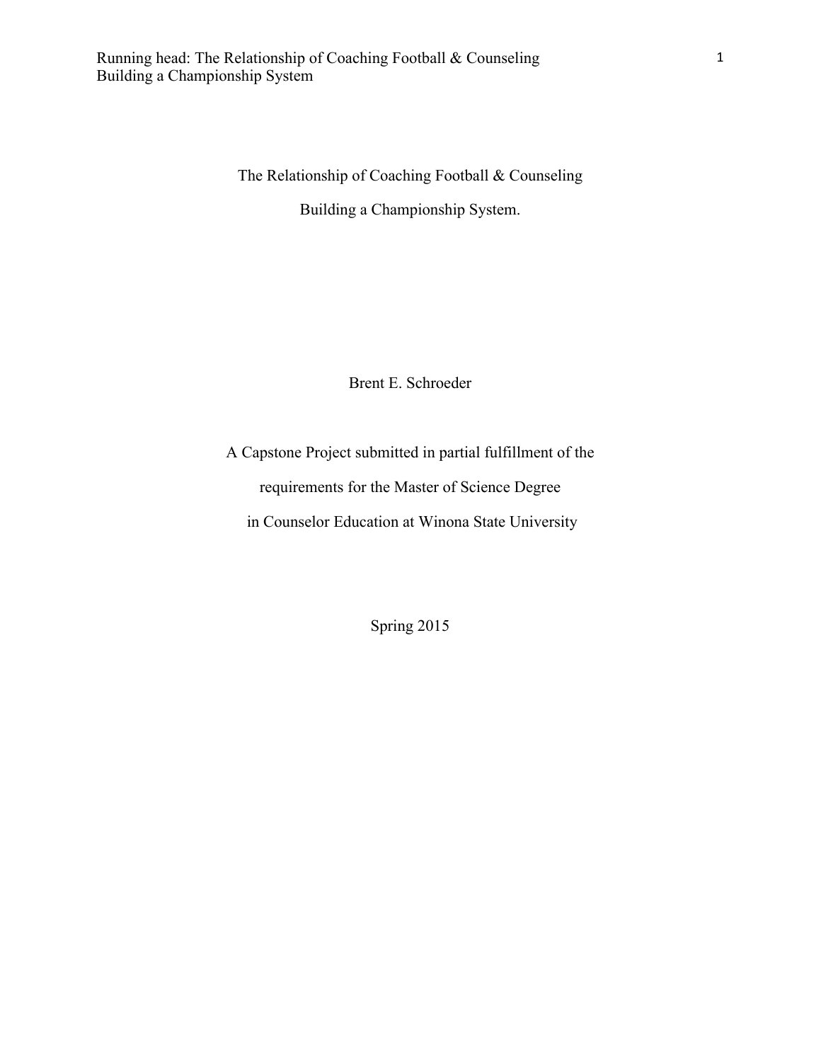The Relationship of Coaching Football & Counseling

Building a Championship System.

Brent E. Schroeder

A Capstone Project submitted in partial fulfillment of the

requirements for the Master of Science Degree

in Counselor Education at Winona State University

Spring 2015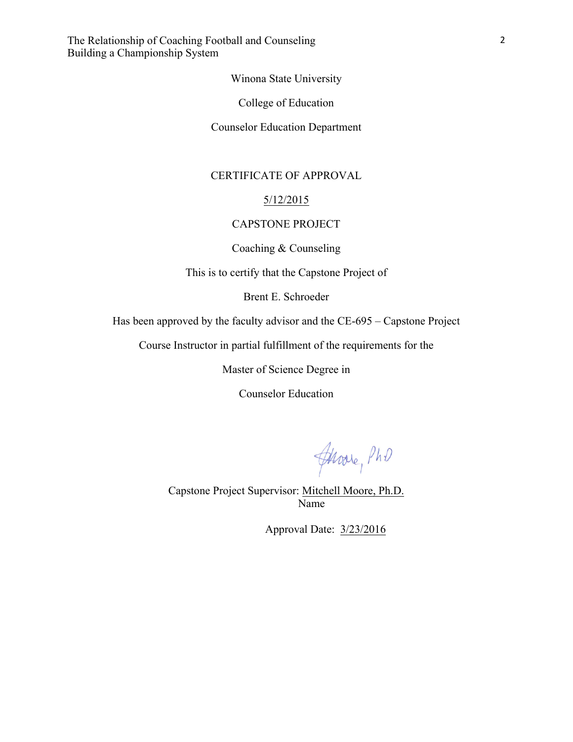Winona State University

College of Education

Counselor Education Department

CERTIFICATE OF APPROVAL

5/12/2015

CAPSTONE PROJECT

Coaching & Counseling

This is to certify that the Capstone Project of

Brent E. Schroeder

Has been approved by the faculty advisor and the CE-695 – Capstone Project

Course Instructor in partial fulfillment of the requirements for the

Master of Science Degree in

Counselor Education

Moore, PhD

Capstone Project Supervisor: Mitchell Moore, Ph.D.
Name

Approval Date: 3/23/2016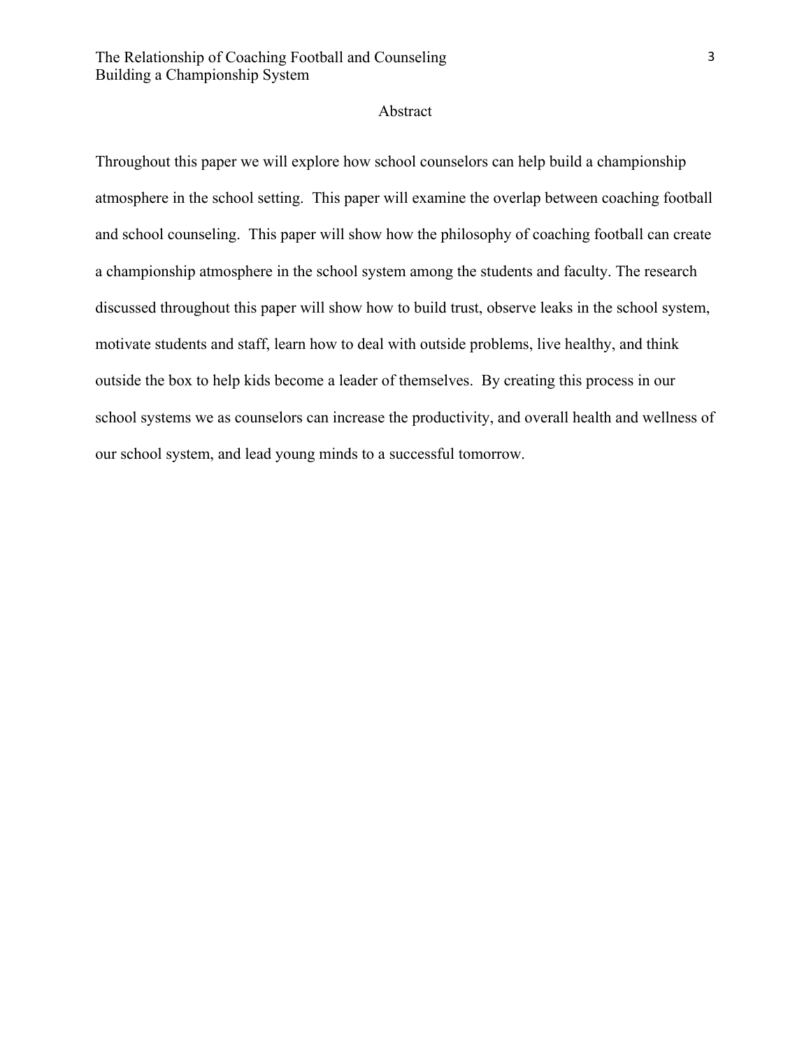# Abstract

Throughout this paper we will explore how school counselors can help build a championship atmosphere in the school setting. This paper will examine the overlap between coaching football and school counseling. This paper will show how the philosophy of coaching football can create a championship atmosphere in the school system among the students and faculty. The research discussed throughout this paper will show how to build trust, observe leaks in the school system, motivate students and staff, learn how to deal with outside problems, live healthy, and think outside the box to help kids become a leader of themselves. By creating this process in our school systems we as counselors can increase the productivity, and overall health and wellness of our school system, and lead young minds to a successful tomorrow.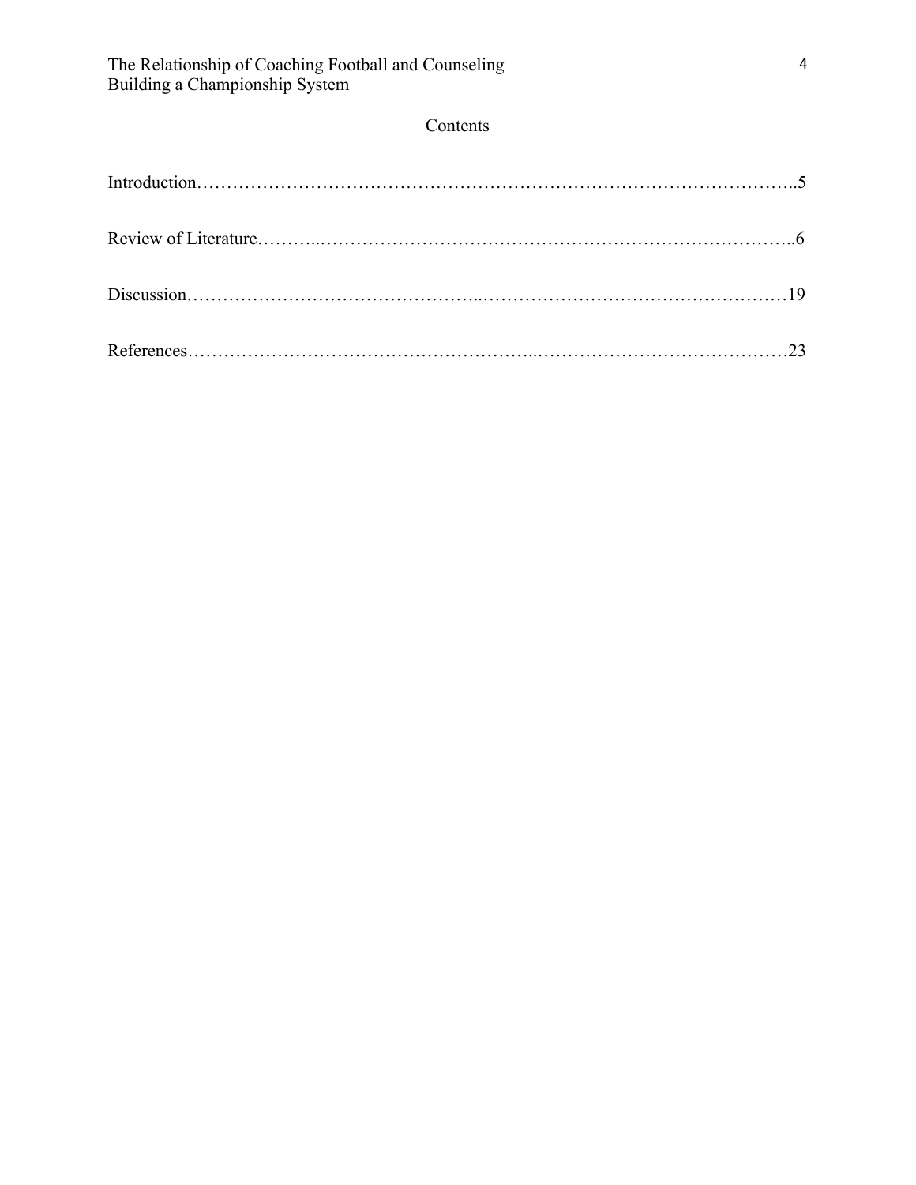## Contents

Introduction……………………………………………………………………………………..5

Review of Literature………..…………………………………………………………………..6

Discussion………………………………………...……………………………………………19

References………………………………………………...……………………………………23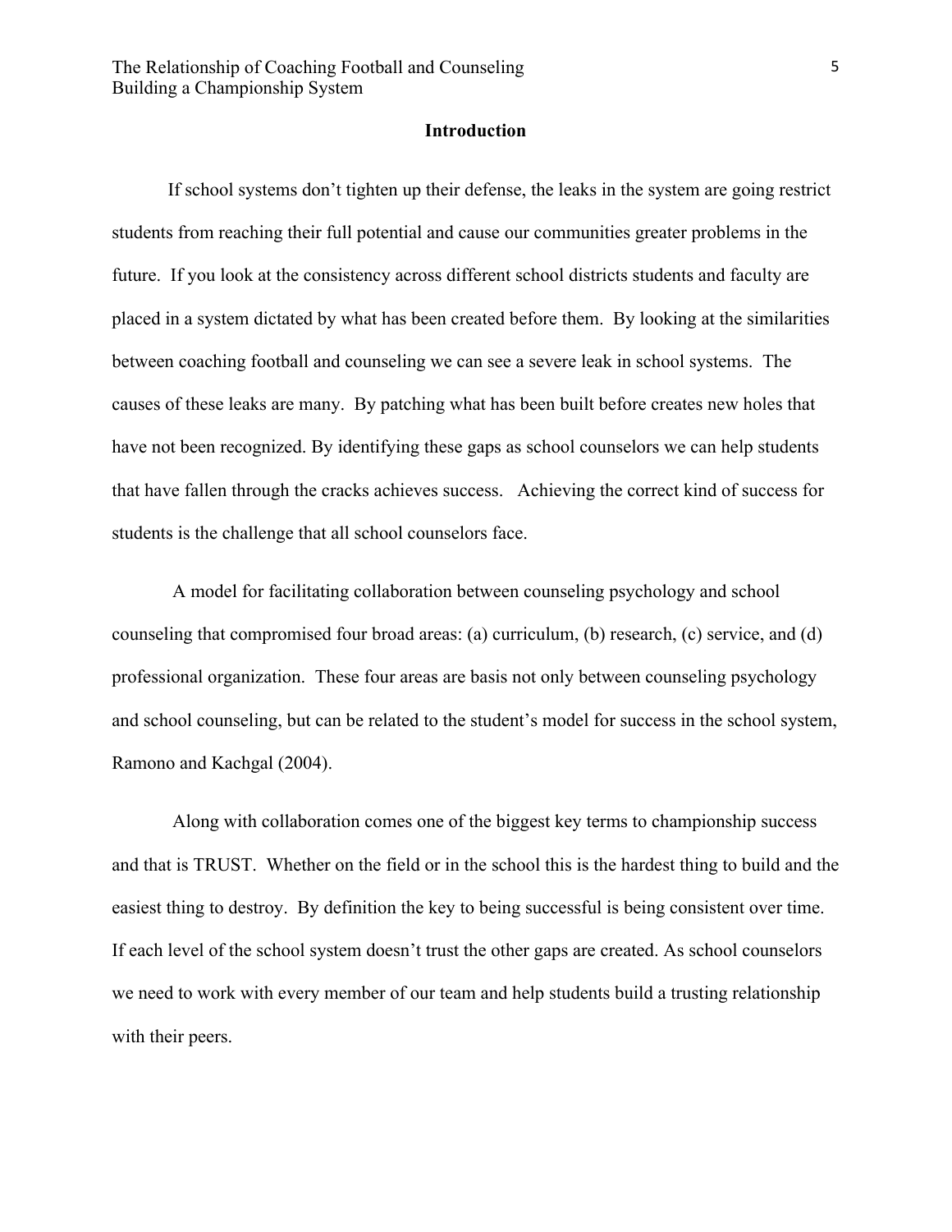## Introduction

If school systems don't tighten up their defense, the leaks in the system are going restrict students from reaching their full potential and cause our communities greater problems in the future. If you look at the consistency across different school districts students and faculty are placed in a system dictated by what has been created before them. By looking at the similarities between coaching football and counseling we can see a severe leak in school systems. The causes of these leaks are many. By patching what has been built before creates new holes that have not been recognized. By identifying these gaps as school counselors we can help students that have fallen through the cracks achieves success. Achieving the correct kind of success for students is the challenge that all school counselors face.

A model for facilitating collaboration between counseling psychology and school counseling that compromised four broad areas: (a) curriculum, (b) research, (c) service, and (d) professional organization. These four areas are basis not only between counseling psychology and school counseling, but can be related to the student's model for success in the school system, Ramono and Kachgal (2004).

Along with collaboration comes one of the biggest key terms to championship success and that is TRUST. Whether on the field or in the school this is the hardest thing to build and the easiest thing to destroy. By definition the key to being successful is being consistent over time. If each level of the school system doesn't trust the other gaps are created. As school counselors we need to work with every member of our team and help students build a trusting relationship with their peers.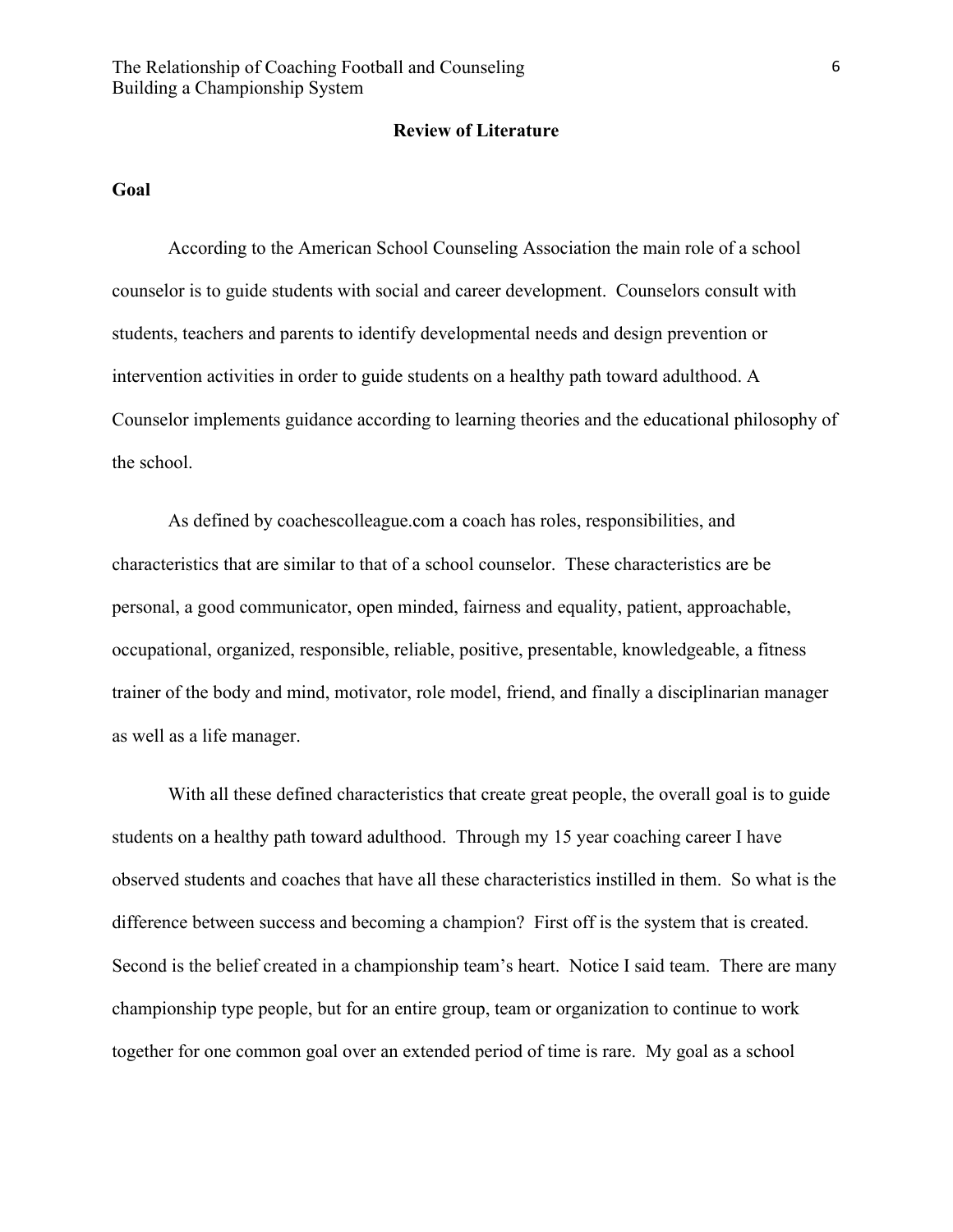## Review of Literature

### Goal

According to the American School Counseling Association the main role of a school counselor is to guide students with social and career development. Counselors consult with students, teachers and parents to identify developmental needs and design prevention or intervention activities in order to guide students on a healthy path toward adulthood. A Counselor implements guidance according to learning theories and the educational philosophy of the school.

As defined by coachescolleague.com a coach has roles, responsibilities, and characteristics that are similar to that of a school counselor. These characteristics are be personal, a good communicator, open minded, fairness and equality, patient, approachable, occupational, organized, responsible, reliable, positive, presentable, knowledgeable, a fitness trainer of the body and mind, motivator, role model, friend, and finally a disciplinarian manager as well as a life manager.

With all these defined characteristics that create great people, the overall goal is to guide students on a healthy path toward adulthood. Through my 15 year coaching career I have observed students and coaches that have all these characteristics instilled in them. So what is the difference between success and becoming a champion? First off is the system that is created. Second is the belief created in a championship team's heart. Notice I said team. There are many championship type people, but for an entire group, team or organization to continue to work together for one common goal over an extended period of time is rare. My goal as a school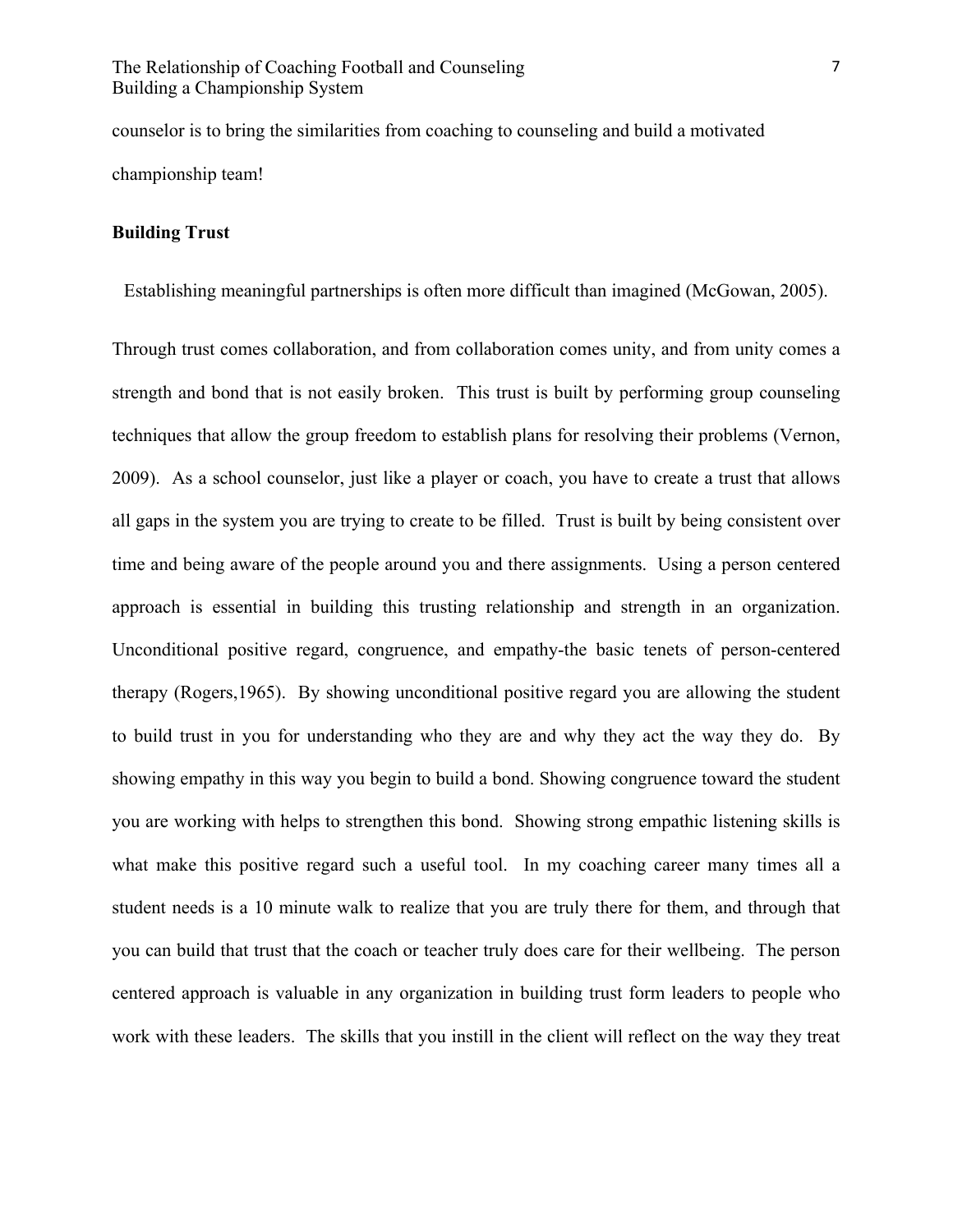counselor is to bring the similarities from coaching to counseling and build a motivated championship team!

**Building Trust**

Establishing meaningful partnerships is often more difficult than imagined (McGowan, 2005). Through trust comes collaboration, and from collaboration comes unity, and from unity comes a strength and bond that is not easily broken. This trust is built by performing group counseling techniques that allow the group freedom to establish plans for resolving their problems (Vernon, 2009). As a school counselor, just like a player or coach, you have to create a trust that allows all gaps in the system you are trying to create to be filled. Trust is built by being consistent over time and being aware of the people around you and there assignments. Using a person centered approach is essential in building this trusting relationship and strength in an organization. Unconditional positive regard, congruence, and empathy-the basic tenets of person-centered therapy (Rogers,1965). By showing unconditional positive regard you are allowing the student to build trust in you for understanding who they are and why they act the way they do. By showing empathy in this way you begin to build a bond. Showing congruence toward the student you are working with helps to strengthen this bond. Showing strong empathic listening skills is what make this positive regard such a useful tool. In my coaching career many times all a student needs is a 10 minute walk to realize that you are truly there for them, and through that you can build that trust that the coach or teacher truly does care for their wellbeing. The person centered approach is valuable in any organization in building trust form leaders to people who work with these leaders. The skills that you instill in the client will reflect on the way they treat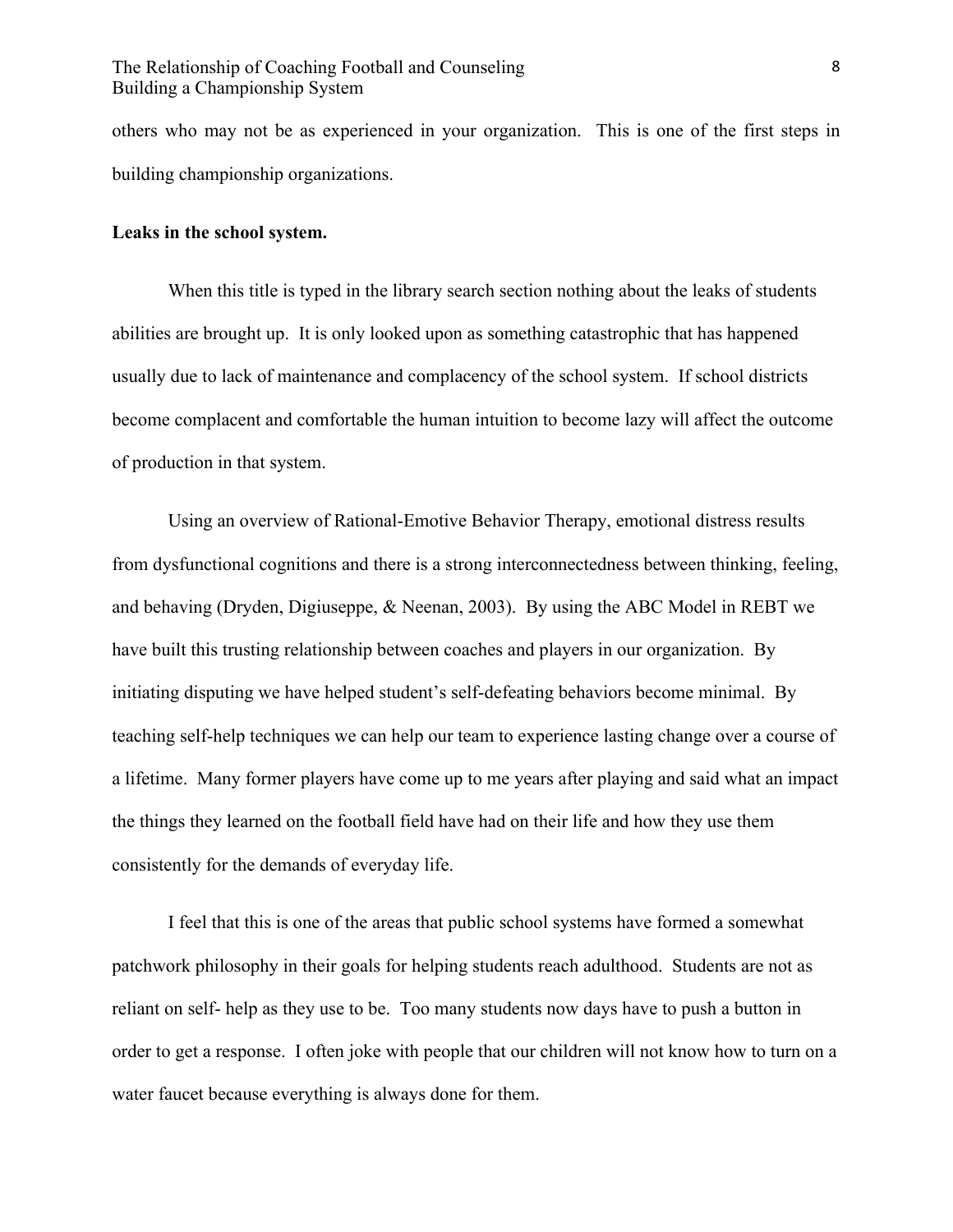others who may not be as experienced in your organization. This is one of the first steps in building championship organizations.

**Leaks in the school system.**

When this title is typed in the library search section nothing about the leaks of students abilities are brought up. It is only looked upon as something catastrophic that has happened usually due to lack of maintenance and complacency of the school system. If school districts become complacent and comfortable the human intuition to become lazy will affect the outcome of production in that system.

Using an overview of Rational-Emotive Behavior Therapy, emotional distress results from dysfunctional cognitions and there is a strong interconnectedness between thinking, feeling, and behaving (Dryden, Digiuseppe, & Neenan, 2003). By using the ABC Model in REBT we have built this trusting relationship between coaches and players in our organization. By initiating disputing we have helped student's self-defeating behaviors become minimal. By teaching self-help techniques we can help our team to experience lasting change over a course of a lifetime. Many former players have come up to me years after playing and said what an impact the things they learned on the football field have had on their life and how they use them consistently for the demands of everyday life.

I feel that this is one of the areas that public school systems have formed a somewhat patchwork philosophy in their goals for helping students reach adulthood. Students are not as reliant on self- help as they use to be. Too many students now days have to push a button in order to get a response. I often joke with people that our children will not know how to turn on a water faucet because everything is always done for them.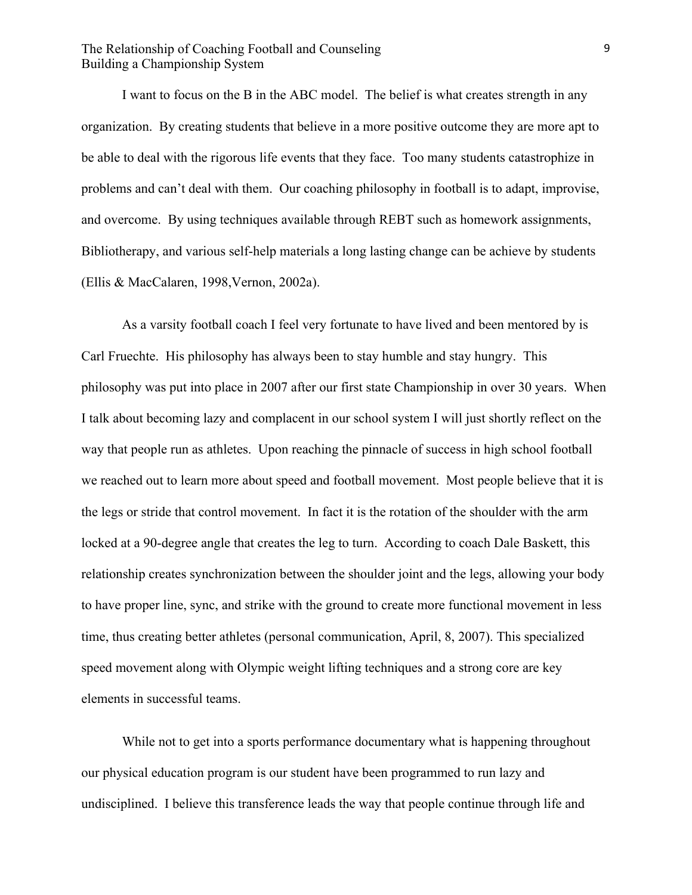I want to focus on the B in the ABC model. The belief is what creates strength in any organization. By creating students that believe in a more positive outcome they are more apt to be able to deal with the rigorous life events that they face. Too many students catastrophize in problems and can't deal with them. Our coaching philosophy in football is to adapt, improvise, and overcome. By using techniques available through REBT such as homework assignments, Bibliotherapy, and various self-help materials a long lasting change can be achieve by students (Ellis & MacCalaren, 1998,Vernon, 2002a).

As a varsity football coach I feel very fortunate to have lived and been mentored by is Carl Fruechte. His philosophy has always been to stay humble and stay hungry. This philosophy was put into place in 2007 after our first state Championship in over 30 years. When I talk about becoming lazy and complacent in our school system I will just shortly reflect on the way that people run as athletes. Upon reaching the pinnacle of success in high school football we reached out to learn more about speed and football movement. Most people believe that it is the legs or stride that control movement. In fact it is the rotation of the shoulder with the arm locked at a 90-degree angle that creates the leg to turn. According to coach Dale Baskett, this relationship creates synchronization between the shoulder joint and the legs, allowing your body to have proper line, sync, and strike with the ground to create more functional movement in less time, thus creating better athletes (personal communication, April, 8, 2007). This specialized speed movement along with Olympic weight lifting techniques and a strong core are key elements in successful teams.

While not to get into a sports performance documentary what is happening throughout our physical education program is our student have been programmed to run lazy and undisciplined. I believe this transference leads the way that people continue through life and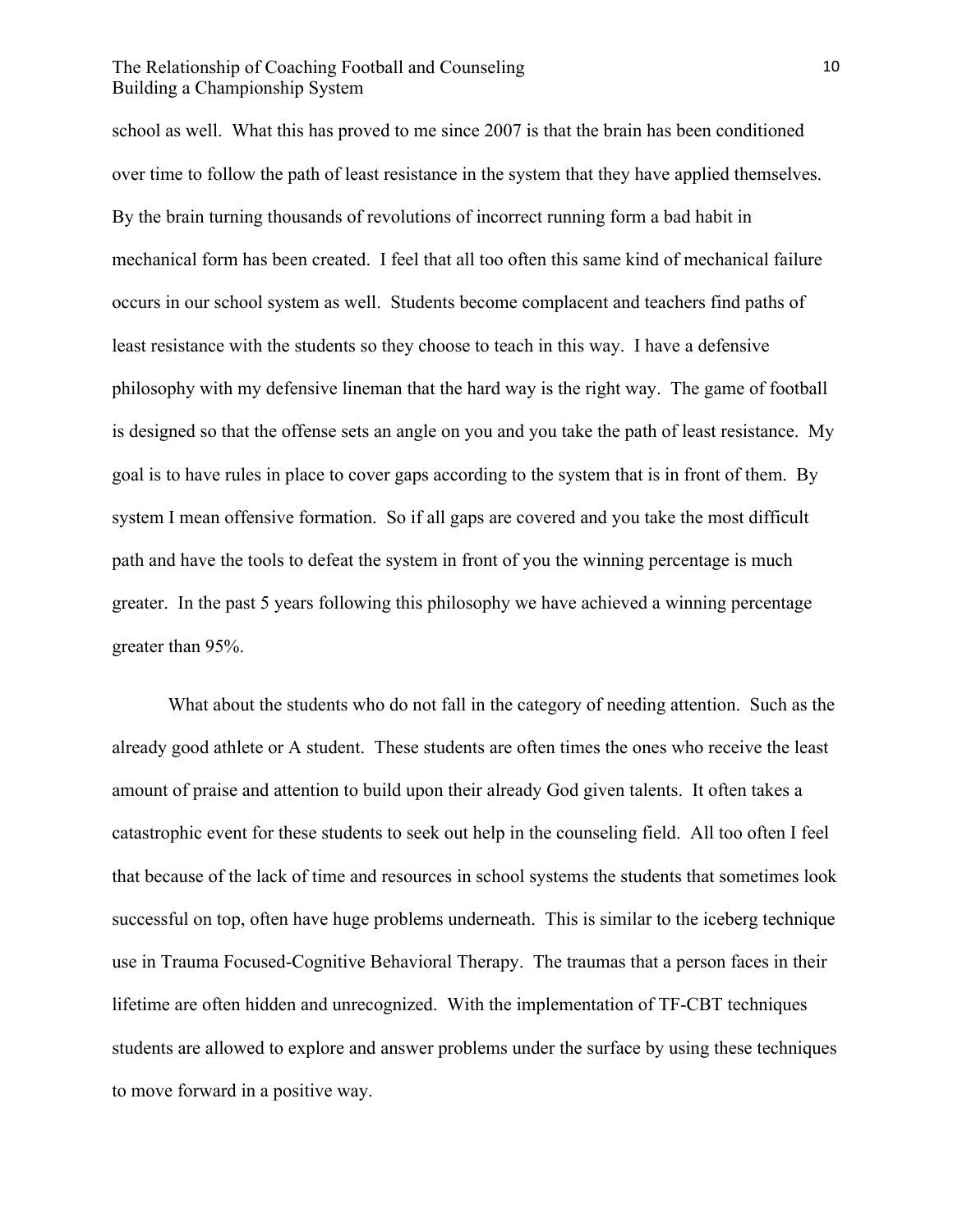school as well. What this has proved to me since 2007 is that the brain has been conditioned over time to follow the path of least resistance in the system that they have applied themselves. By the brain turning thousands of revolutions of incorrect running form a bad habit in mechanical form has been created. I feel that all too often this same kind of mechanical failure occurs in our school system as well. Students become complacent and teachers find paths of least resistance with the students so they choose to teach in this way. I have a defensive philosophy with my defensive lineman that the hard way is the right way. The game of football is designed so that the offense sets an angle on you and you take the path of least resistance. My goal is to have rules in place to cover gaps according to the system that is in front of them. By system I mean offensive formation. So if all gaps are covered and you take the most difficult path and have the tools to defeat the system in front of you the winning percentage is much greater. In the past 5 years following this philosophy we have achieved a winning percentage greater than 95%.

What about the students who do not fall in the category of needing attention. Such as the already good athlete or A student. These students are often times the ones who receive the least amount of praise and attention to build upon their already God given talents. It often takes a catastrophic event for these students to seek out help in the counseling field. All too often I feel that because of the lack of time and resources in school systems the students that sometimes look successful on top, often have huge problems underneath. This is similar to the iceberg technique use in Trauma Focused-Cognitive Behavioral Therapy. The traumas that a person faces in their lifetime are often hidden and unrecognized. With the implementation of TF-CBT techniques students are allowed to explore and answer problems under the surface by using these techniques to move forward in a positive way.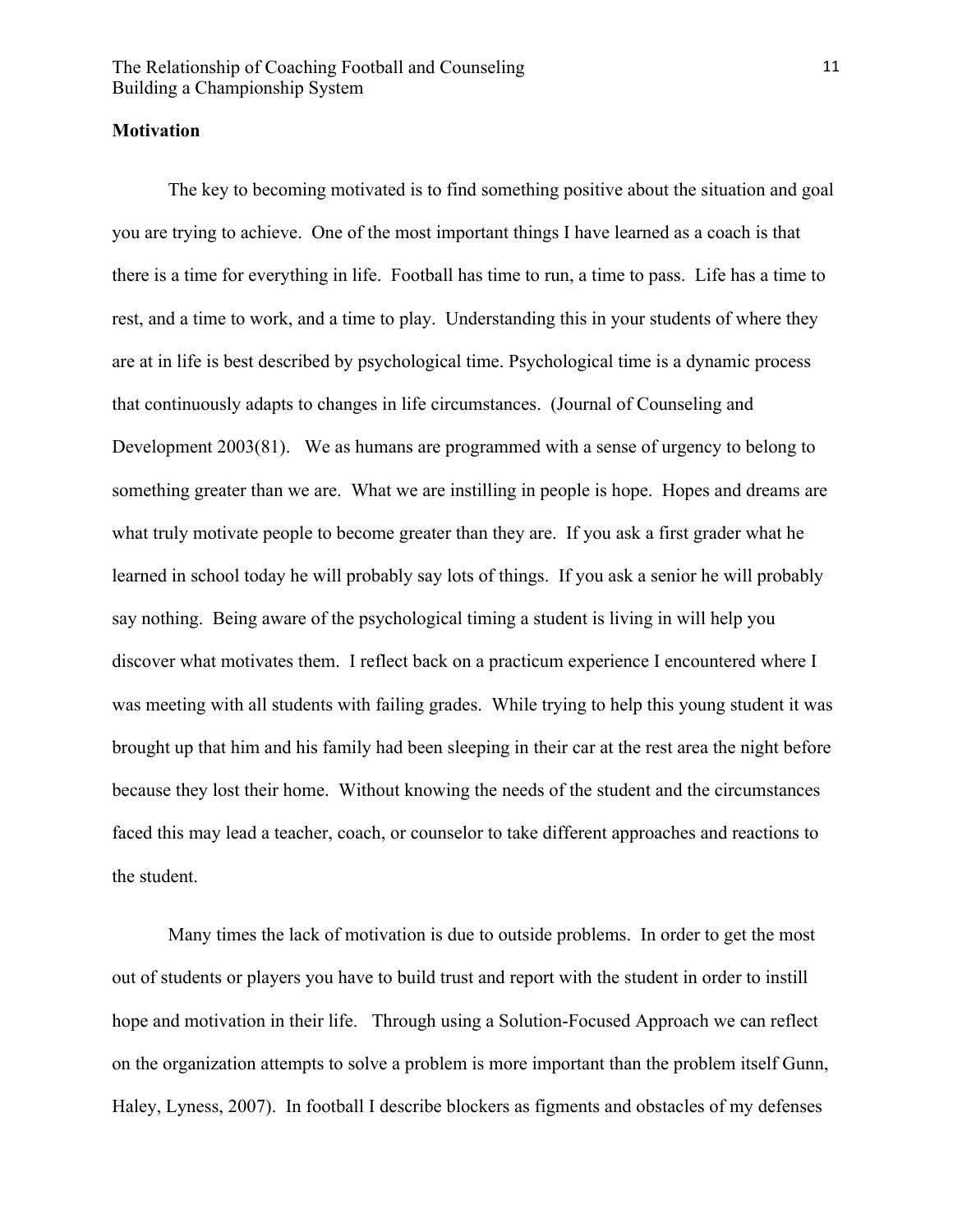**Motivation**

The key to becoming motivated is to find something positive about the situation and goal you are trying to achieve. One of the most important things I have learned as a coach is that there is a time for everything in life. Football has time to run, a time to pass. Life has a time to rest, and a time to work, and a time to play. Understanding this in your students of where they are at in life is best described by psychological time. Psychological time is a dynamic process that continuously adapts to changes in life circumstances. (Journal of Counseling and Development 2003(81). We as humans are programmed with a sense of urgency to belong to something greater than we are. What we are instilling in people is hope. Hopes and dreams are what truly motivate people to become greater than they are. If you ask a first grader what he learned in school today he will probably say lots of things. If you ask a senior he will probably say nothing. Being aware of the psychological timing a student is living in will help you discover what motivates them. I reflect back on a practicum experience I encountered where I was meeting with all students with failing grades. While trying to help this young student it was brought up that him and his family had been sleeping in their car at the rest area the night before because they lost their home. Without knowing the needs of the student and the circumstances faced this may lead a teacher, coach, or counselor to take different approaches and reactions to the student.

Many times the lack of motivation is due to outside problems. In order to get the most out of students or players you have to build trust and report with the student in order to instill hope and motivation in their life. Through using a Solution-Focused Approach we can reflect on the organization attempts to solve a problem is more important than the problem itself Gunn, Haley, Lyness, 2007). In football I describe blockers as figments and obstacles of my defenses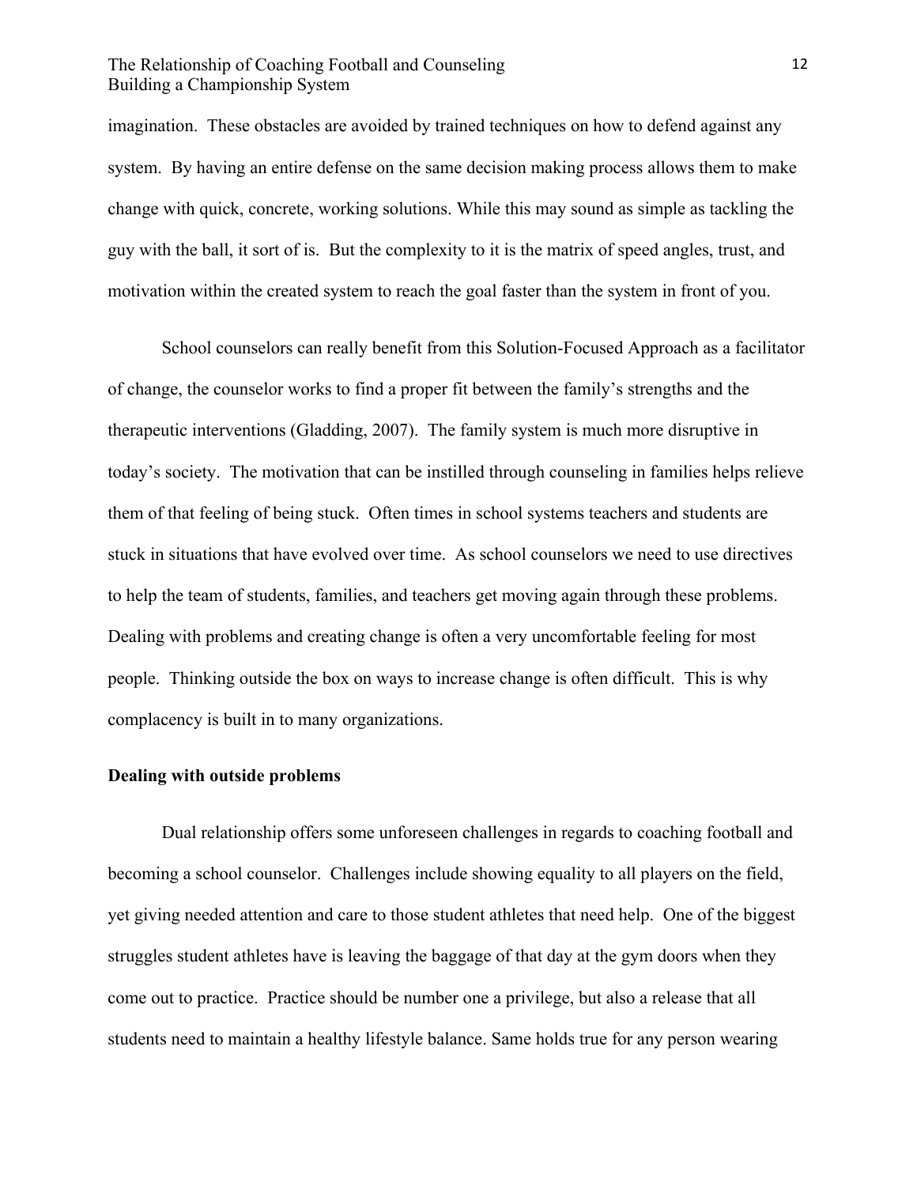imagination. These obstacles are avoided by trained techniques on how to defend against any system. By having an entire defense on the same decision making process allows them to make change with quick, concrete, working solutions. While this may sound as simple as tackling the guy with the ball, it sort of is. But the complexity to it is the matrix of speed angles, trust, and motivation within the created system to reach the goal faster than the system in front of you.

School counselors can really benefit from this Solution-Focused Approach as a facilitator of change, the counselor works to find a proper fit between the family's strengths and the therapeutic interventions (Gladding, 2007). The family system is much more disruptive in today's society. The motivation that can be instilled through counseling in families helps relieve them of that feeling of being stuck. Often times in school systems teachers and students are stuck in situations that have evolved over time. As school counselors we need to use directives to help the team of students, families, and teachers get moving again through these problems. Dealing with problems and creating change is often a very uncomfortable feeling for most people. Thinking outside the box on ways to increase change is often difficult. This is why complacency is built in to many organizations.

**Dealing with outside problems**

Dual relationship offers some unforeseen challenges in regards to coaching football and becoming a school counselor. Challenges include showing equality to all players on the field, yet giving needed attention and care to those student athletes that need help. One of the biggest struggles student athletes have is leaving the baggage of that day at the gym doors when they come out to practice. Practice should be number one a privilege, but also a release that all students need to maintain a healthy lifestyle balance. Same holds true for any person wearing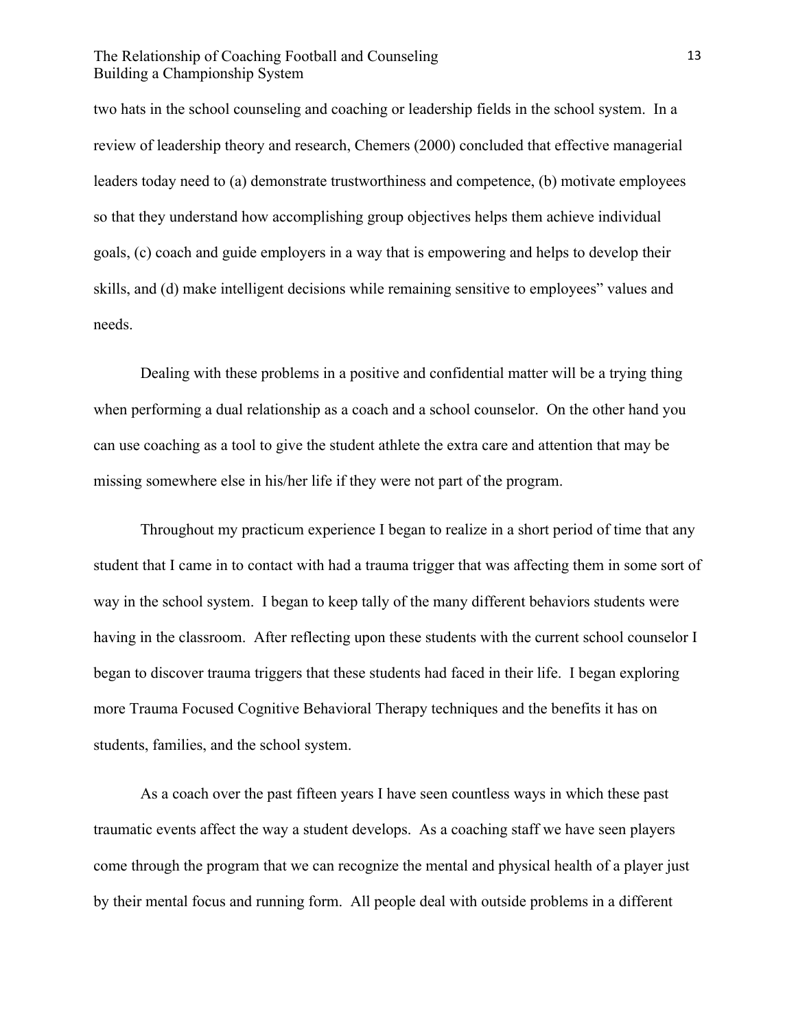two hats in the school counseling and coaching or leadership fields in the school system. In a review of leadership theory and research, Chemers (2000) concluded that effective managerial leaders today need to (a) demonstrate trustworthiness and competence, (b) motivate employees so that they understand how accomplishing group objectives helps them achieve individual goals, (c) coach and guide employers in a way that is empowering and helps to develop their skills, and (d) make intelligent decisions while remaining sensitive to employees" values and needs.

Dealing with these problems in a positive and confidential matter will be a trying thing when performing a dual relationship as a coach and a school counselor. On the other hand you can use coaching as a tool to give the student athlete the extra care and attention that may be missing somewhere else in his/her life if they were not part of the program.

Throughout my practicum experience I began to realize in a short period of time that any student that I came in to contact with had a trauma trigger that was affecting them in some sort of way in the school system. I began to keep tally of the many different behaviors students were having in the classroom. After reflecting upon these students with the current school counselor I began to discover trauma triggers that these students had faced in their life. I began exploring more Trauma Focused Cognitive Behavioral Therapy techniques and the benefits it has on students, families, and the school system.

As a coach over the past fifteen years I have seen countless ways in which these past traumatic events affect the way a student develops. As a coaching staff we have seen players come through the program that we can recognize the mental and physical health of a player just by their mental focus and running form. All people deal with outside problems in a different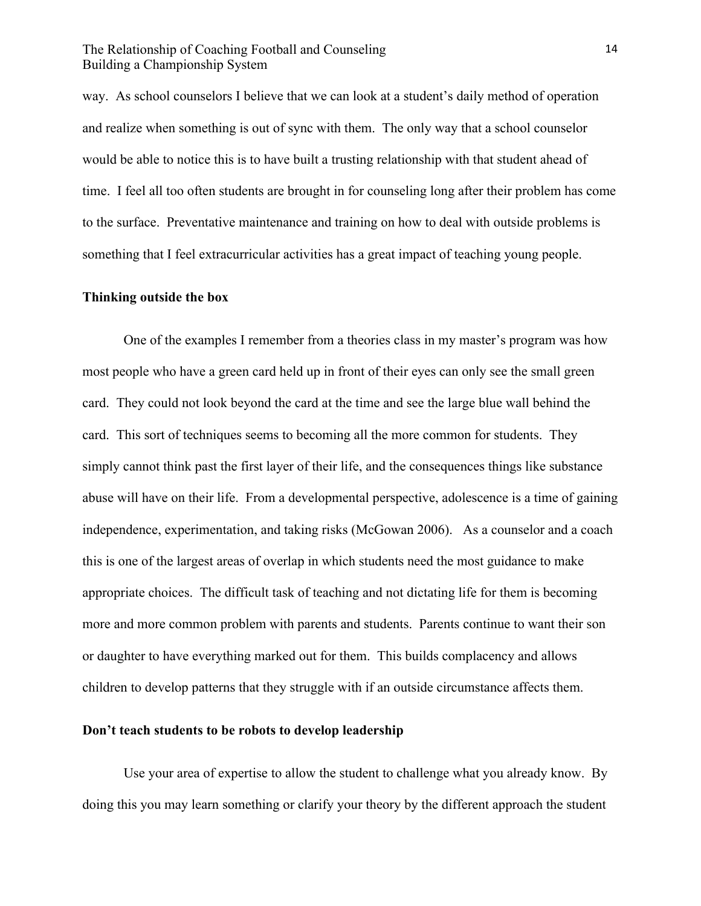way. As school counselors I believe that we can look at a student's daily method of operation and realize when something is out of sync with them. The only way that a school counselor would be able to notice this is to have built a trusting relationship with that student ahead of time. I feel all too often students are brought in for counseling long after their problem has come to the surface. Preventative maintenance and training on how to deal with outside problems is something that I feel extracurricular activities has a great impact of teaching young people.

**Thinking outside the box**

One of the examples I remember from a theories class in my master's program was how most people who have a green card held up in front of their eyes can only see the small green card. They could not look beyond the card at the time and see the large blue wall behind the card. This sort of techniques seems to becoming all the more common for students. They simply cannot think past the first layer of their life, and the consequences things like substance abuse will have on their life. From a developmental perspective, adolescence is a time of gaining independence, experimentation, and taking risks (McGowan 2006). As a counselor and a coach this is one of the largest areas of overlap in which students need the most guidance to make appropriate choices. The difficult task of teaching and not dictating life for them is becoming more and more common problem with parents and students. Parents continue to want their son or daughter to have everything marked out for them. This builds complacency and allows children to develop patterns that they struggle with if an outside circumstance affects them.

**Don't teach students to be robots to develop leadership**

Use your area of expertise to allow the student to challenge what you already know. By doing this you may learn something or clarify your theory by the different approach the student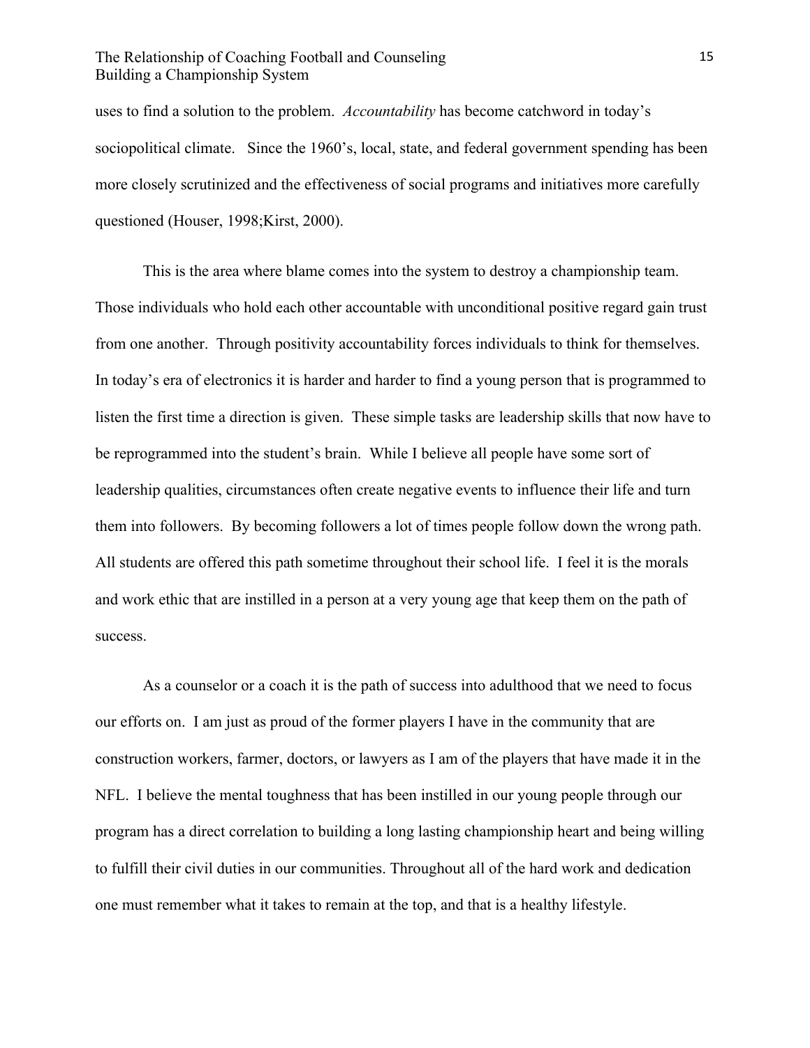uses to find a solution to the problem. *Accountability* has become catchword in today's sociopolitical climate. Since the 1960's, local, state, and federal government spending has been more closely scrutinized and the effectiveness of social programs and initiatives more carefully questioned (Houser, 1998;Kirst, 2000).

This is the area where blame comes into the system to destroy a championship team. Those individuals who hold each other accountable with unconditional positive regard gain trust from one another. Through positivity accountability forces individuals to think for themselves. In today's era of electronics it is harder and harder to find a young person that is programmed to listen the first time a direction is given. These simple tasks are leadership skills that now have to be reprogrammed into the student's brain. While I believe all people have some sort of leadership qualities, circumstances often create negative events to influence their life and turn them into followers. By becoming followers a lot of times people follow down the wrong path. All students are offered this path sometime throughout their school life. I feel it is the morals and work ethic that are instilled in a person at a very young age that keep them on the path of success.

As a counselor or a coach it is the path of success into adulthood that we need to focus our efforts on. I am just as proud of the former players I have in the community that are construction workers, farmer, doctors, or lawyers as I am of the players that have made it in the NFL. I believe the mental toughness that has been instilled in our young people through our program has a direct correlation to building a long lasting championship heart and being willing to fulfill their civil duties in our communities. Throughout all of the hard work and dedication one must remember what it takes to remain at the top, and that is a healthy lifestyle.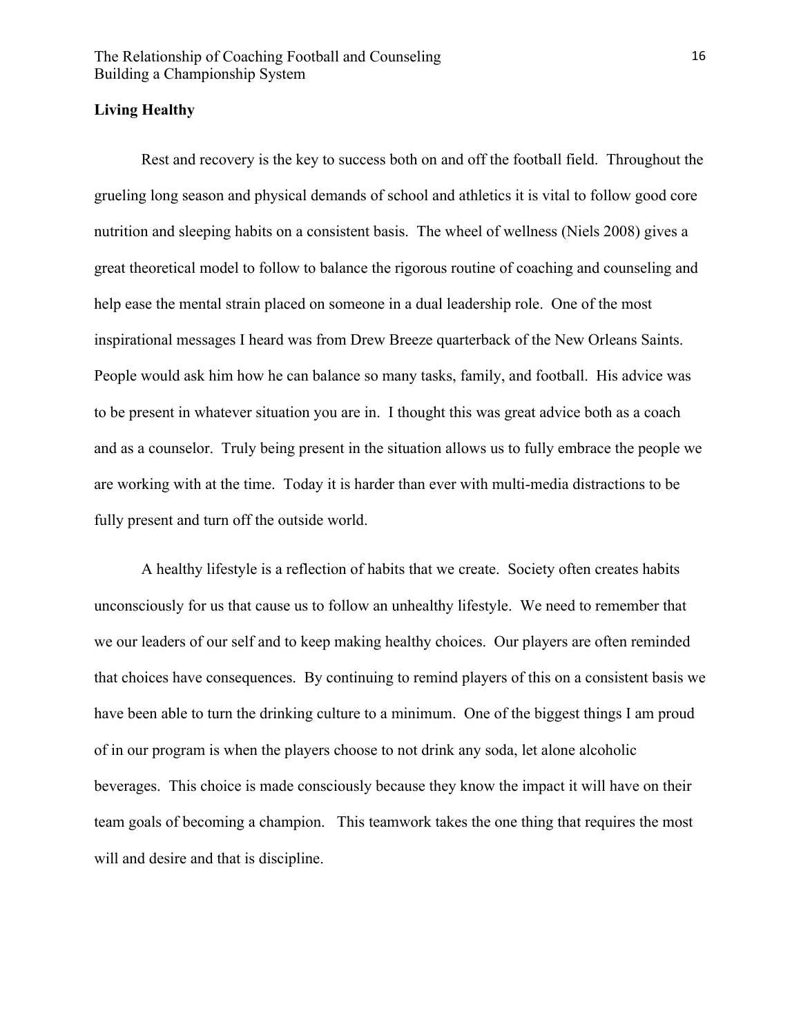## Living Healthy

Rest and recovery is the key to success both on and off the football field. Throughout the grueling long season and physical demands of school and athletics it is vital to follow good core nutrition and sleeping habits on a consistent basis. The wheel of wellness (Niels 2008) gives a great theoretical model to follow to balance the rigorous routine of coaching and counseling and help ease the mental strain placed on someone in a dual leadership role. One of the most inspirational messages I heard was from Drew Breeze quarterback of the New Orleans Saints. People would ask him how he can balance so many tasks, family, and football. His advice was to be present in whatever situation you are in. I thought this was great advice both as a coach and as a counselor. Truly being present in the situation allows us to fully embrace the people we are working with at the time. Today it is harder than ever with multi-media distractions to be fully present and turn off the outside world.

A healthy lifestyle is a reflection of habits that we create. Society often creates habits unconsciously for us that cause us to follow an unhealthy lifestyle. We need to remember that we our leaders of our self and to keep making healthy choices. Our players are often reminded that choices have consequences. By continuing to remind players of this on a consistent basis we have been able to turn the drinking culture to a minimum. One of the biggest things I am proud of in our program is when the players choose to not drink any soda, let alone alcoholic beverages. This choice is made consciously because they know the impact it will have on their team goals of becoming a champion. This teamwork takes the one thing that requires the most will and desire and that is discipline.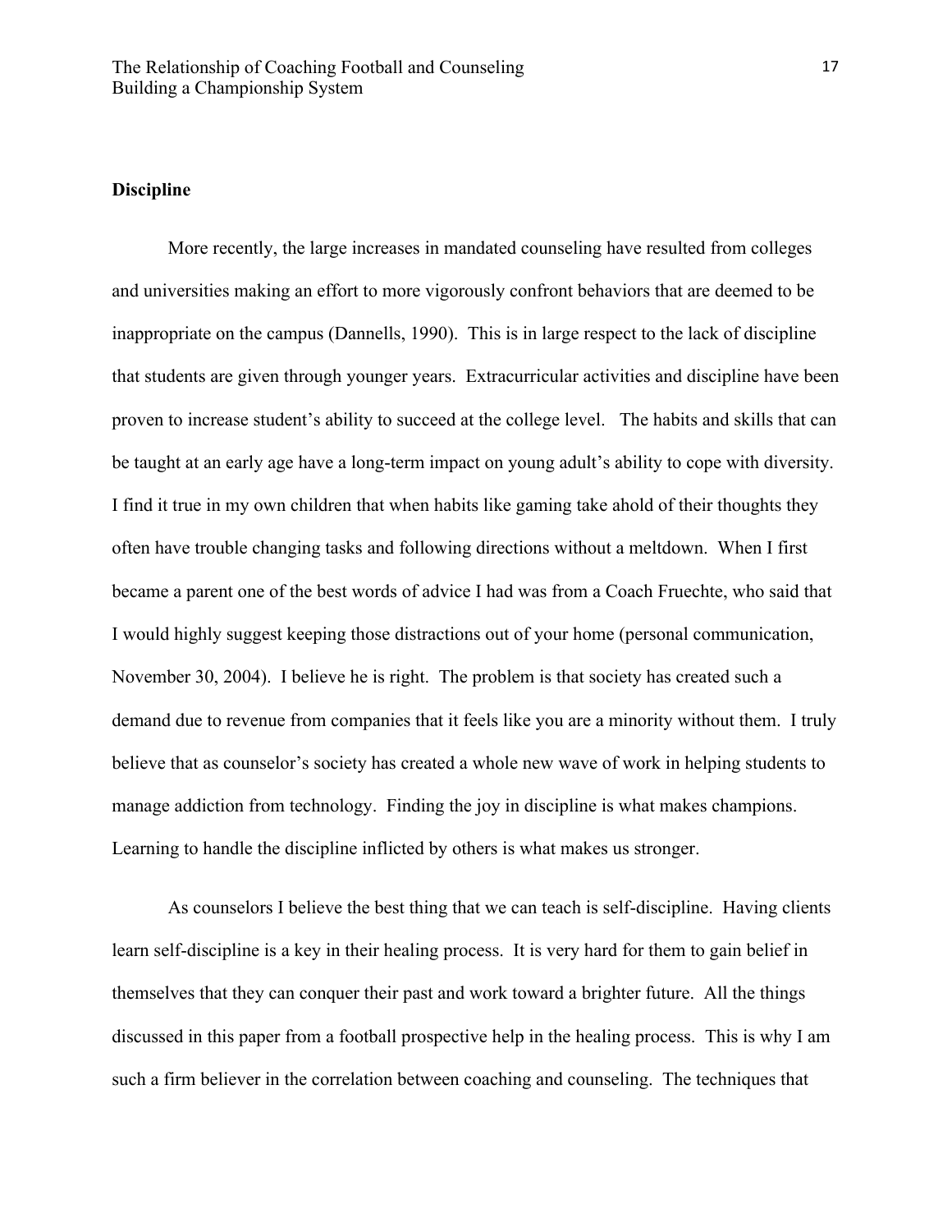**Discipline**

More recently, the large increases in mandated counseling have resulted from colleges and universities making an effort to more vigorously confront behaviors that are deemed to be inappropriate on the campus (Dannells, 1990). This is in large respect to the lack of discipline that students are given through younger years. Extracurricular activities and discipline have been proven to increase student's ability to succeed at the college level. The habits and skills that can be taught at an early age have a long-term impact on young adult's ability to cope with diversity. I find it true in my own children that when habits like gaming take ahold of their thoughts they often have trouble changing tasks and following directions without a meltdown. When I first became a parent one of the best words of advice I had was from a Coach Fruechte, who said that I would highly suggest keeping those distractions out of your home (personal communication, November 30, 2004). I believe he is right. The problem is that society has created such a demand due to revenue from companies that it feels like you are a minority without them. I truly believe that as counselor's society has created a whole new wave of work in helping students to manage addiction from technology. Finding the joy in discipline is what makes champions. Learning to handle the discipline inflicted by others is what makes us stronger.

As counselors I believe the best thing that we can teach is self-discipline. Having clients learn self-discipline is a key in their healing process. It is very hard for them to gain belief in themselves that they can conquer their past and work toward a brighter future. All the things discussed in this paper from a football prospective help in the healing process. This is why I am such a firm believer in the correlation between coaching and counseling. The techniques that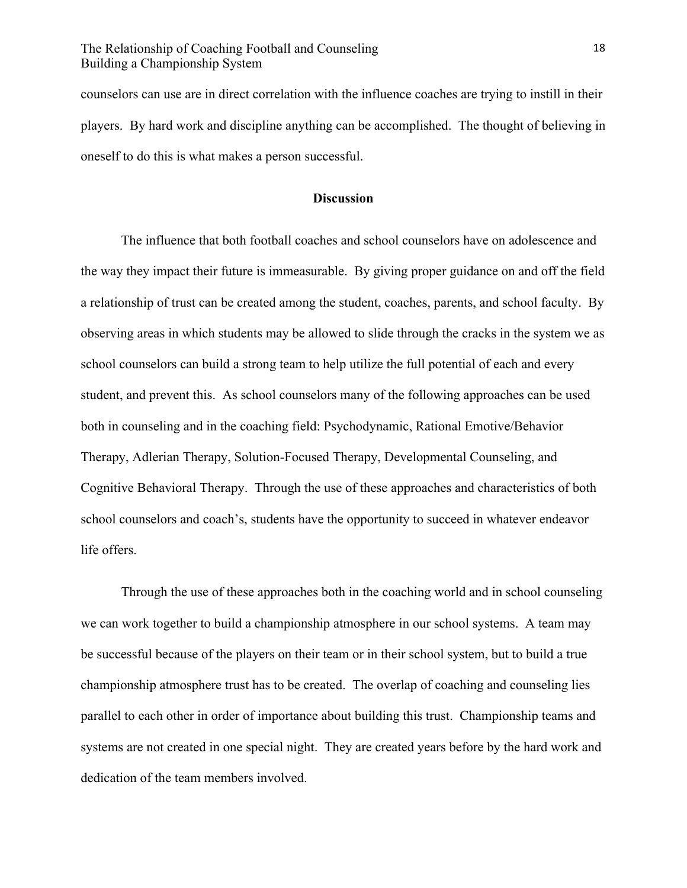counselors can use are in direct correlation with the influence coaches are trying to instill in their players. By hard work and discipline anything can be accomplished. The thought of believing in oneself to do this is what makes a person successful.

## Discussion

The influence that both football coaches and school counselors have on adolescence and the way they impact their future is immeasurable. By giving proper guidance on and off the field a relationship of trust can be created among the student, coaches, parents, and school faculty. By observing areas in which students may be allowed to slide through the cracks in the system we as school counselors can build a strong team to help utilize the full potential of each and every student, and prevent this. As school counselors many of the following approaches can be used both in counseling and in the coaching field: Psychodynamic, Rational Emotive/Behavior Therapy, Adlerian Therapy, Solution-Focused Therapy, Developmental Counseling, and Cognitive Behavioral Therapy. Through the use of these approaches and characteristics of both school counselors and coach's, students have the opportunity to succeed in whatever endeavor life offers.

Through the use of these approaches both in the coaching world and in school counseling we can work together to build a championship atmosphere in our school systems. A team may be successful because of the players on their team or in their school system, but to build a true championship atmosphere trust has to be created. The overlap of coaching and counseling lies parallel to each other in order of importance about building this trust. Championship teams and systems are not created in one special night. They are created years before by the hard work and dedication of the team members involved.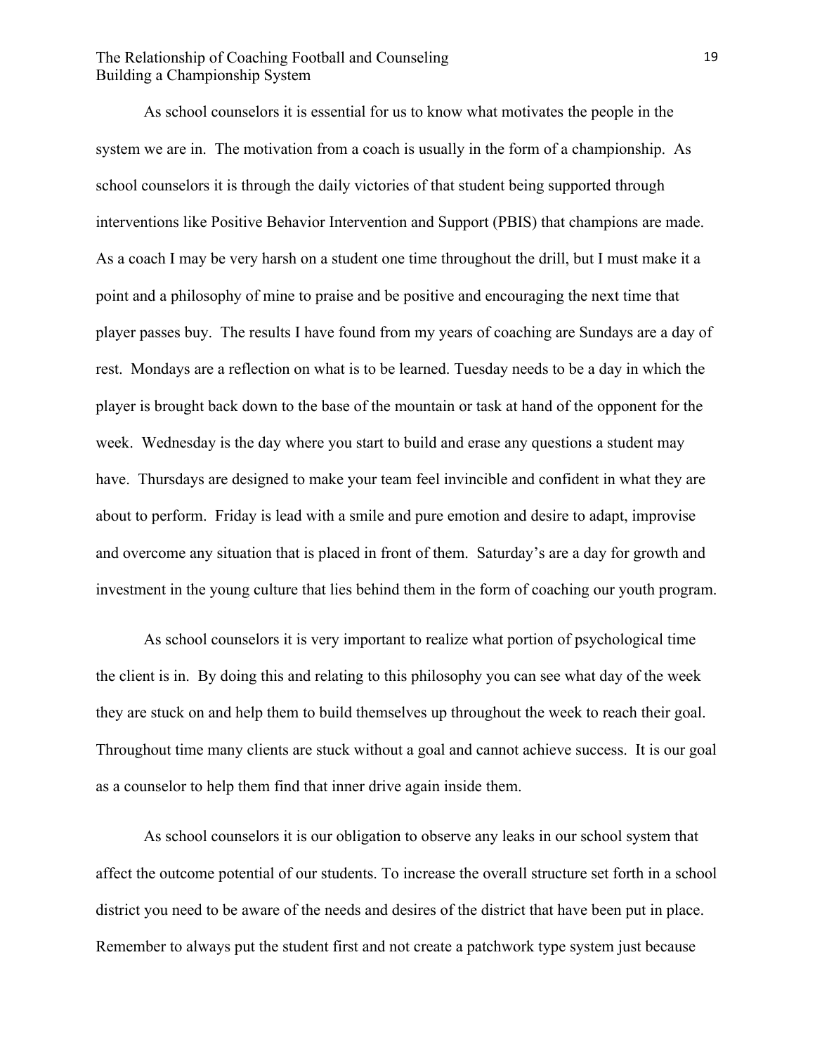As school counselors it is essential for us to know what motivates the people in the system we are in. The motivation from a coach is usually in the form of a championship. As school counselors it is through the daily victories of that student being supported through interventions like Positive Behavior Intervention and Support (PBIS) that champions are made. As a coach I may be very harsh on a student one time throughout the drill, but I must make it a point and a philosophy of mine to praise and be positive and encouraging the next time that player passes buy. The results I have found from my years of coaching are Sundays are a day of rest. Mondays are a reflection on what is to be learned. Tuesday needs to be a day in which the player is brought back down to the base of the mountain or task at hand of the opponent for the week. Wednesday is the day where you start to build and erase any questions a student may have. Thursdays are designed to make your team feel invincible and confident in what they are about to perform. Friday is lead with a smile and pure emotion and desire to adapt, improvise and overcome any situation that is placed in front of them. Saturday's are a day for growth and investment in the young culture that lies behind them in the form of coaching our youth program.

As school counselors it is very important to realize what portion of psychological time the client is in. By doing this and relating to this philosophy you can see what day of the week they are stuck on and help them to build themselves up throughout the week to reach their goal. Throughout time many clients are stuck without a goal and cannot achieve success. It is our goal as a counselor to help them find that inner drive again inside them.

As school counselors it is our obligation to observe any leaks in our school system that affect the outcome potential of our students. To increase the overall structure set forth in a school district you need to be aware of the needs and desires of the district that have been put in place. Remember to always put the student first and not create a patchwork type system just because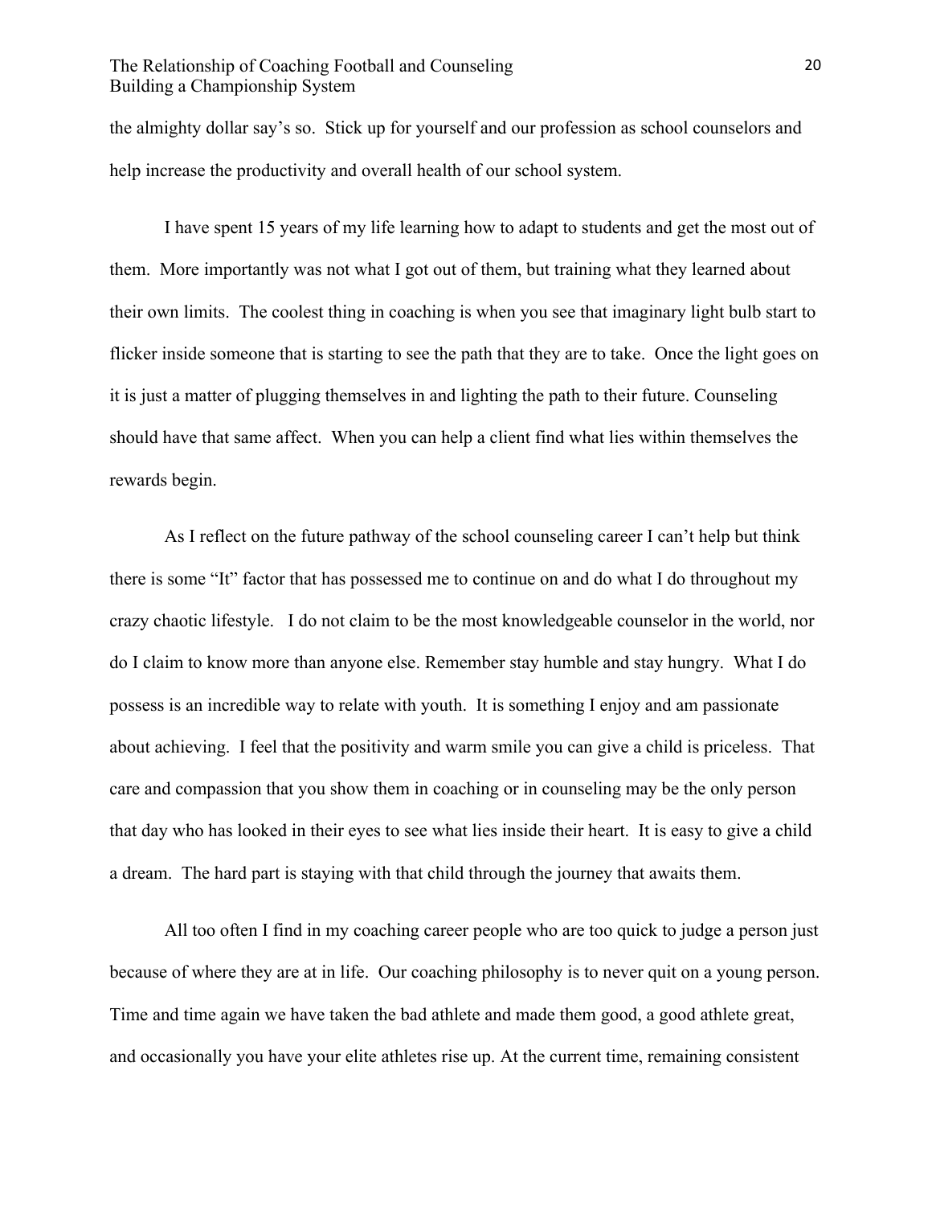the almighty dollar say's so. Stick up for yourself and our profession as school counselors and help increase the productivity and overall health of our school system.

I have spent 15 years of my life learning how to adapt to students and get the most out of them. More importantly was not what I got out of them, but training what they learned about their own limits. The coolest thing in coaching is when you see that imaginary light bulb start to flicker inside someone that is starting to see the path that they are to take. Once the light goes on it is just a matter of plugging themselves in and lighting the path to their future. Counseling should have that same affect. When you can help a client find what lies within themselves the rewards begin.

As I reflect on the future pathway of the school counseling career I can't help but think there is some "It" factor that has possessed me to continue on and do what I do throughout my crazy chaotic lifestyle. I do not claim to be the most knowledgeable counselor in the world, nor do I claim to know more than anyone else. Remember stay humble and stay hungry. What I do possess is an incredible way to relate with youth. It is something I enjoy and am passionate about achieving. I feel that the positivity and warm smile you can give a child is priceless. That care and compassion that you show them in coaching or in counseling may be the only person that day who has looked in their eyes to see what lies inside their heart. It is easy to give a child a dream. The hard part is staying with that child through the journey that awaits them.

All too often I find in my coaching career people who are too quick to judge a person just because of where they are at in life. Our coaching philosophy is to never quit on a young person. Time and time again we have taken the bad athlete and made them good, a good athlete great, and occasionally you have your elite athletes rise up. At the current time, remaining consistent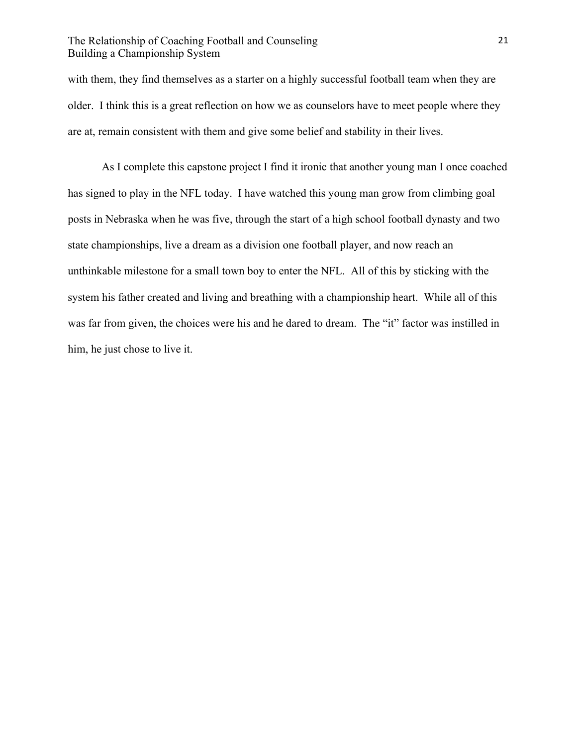with them, they find themselves as a starter on a highly successful football team when they are older. I think this is a great reflection on how we as counselors have to meet people where they are at, remain consistent with them and give some belief and stability in their lives.

As I complete this capstone project I find it ironic that another young man I once coached has signed to play in the NFL today. I have watched this young man grow from climbing goal posts in Nebraska when he was five, through the start of a high school football dynasty and two state championships, live a dream as a division one football player, and now reach an unthinkable milestone for a small town boy to enter the NFL. All of this by sticking with the system his father created and living and breathing with a championship heart. While all of this was far from given, the choices were his and he dared to dream. The "it" factor was instilled in him, he just chose to live it.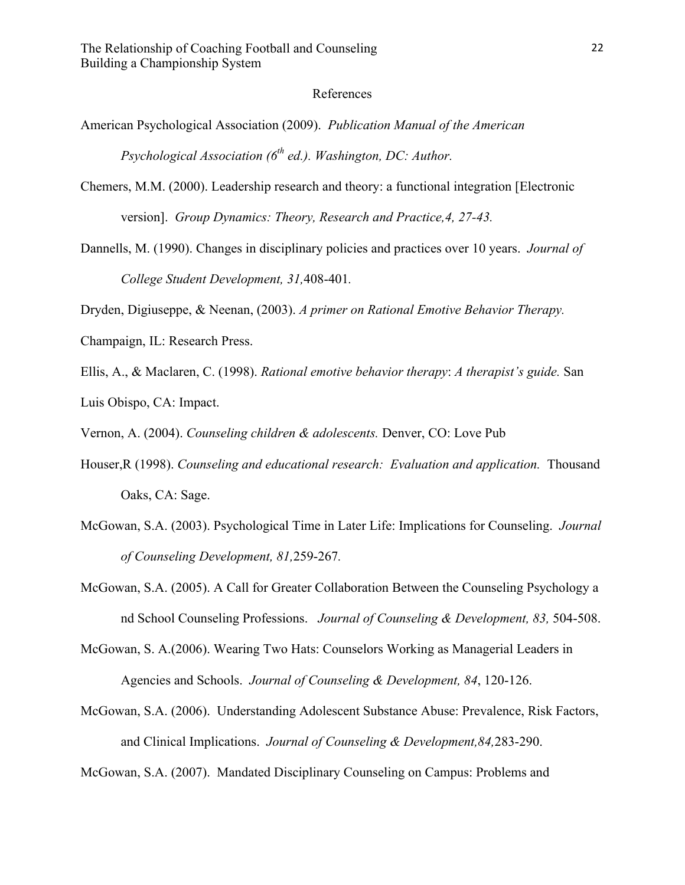# References

American Psychological Association (2009). *Publication Manual of the American Psychological Association (6th ed.). Washington, DC: Author.*

Chemers, M.M. (2000). Leadership research and theory: a functional integration [Electronic version]. *Group Dynamics: Theory, Research and Practice,4, 27-43.*

Dannells, M. (1990). Changes in disciplinary policies and practices over 10 years. *Journal of College Student Development, 31,*408-401.

Dryden, Digiuseppe, & Neenan, (2003). *A primer on Rational Emotive Behavior Therapy.*

Champaign, IL: Research Press.

Ellis, A., & Maclaren, C. (1998). *Rational emotive behavior therapy*: *A therapist's guide.* San

Luis Obispo, CA: Impact.

Vernon, A. (2004). *Counseling children & adolescents.* Denver, CO: Love Pub

Houser,R (1998). *Counseling and educational research: Evaluation and application.* Thousand Oaks, CA: Sage.

McGowan, S.A. (2003). Psychological Time in Later Life: Implications for Counseling. *Journal of Counseling Development, 81,*259-267*.*

McGowan, S.A. (2005). A Call for Greater Collaboration Between the Counseling Psychology a nd School Counseling Professions. *Journal of Counseling & Development, 83,* 504-508.

McGowan, S. A.(2006). Wearing Two Hats: Counselors Working as Managerial Leaders in Agencies and Schools. *Journal of Counseling & Development, 84*, 120-126.

McGowan, S.A. (2006). Understanding Adolescent Substance Abuse: Prevalence, Risk Factors, and Clinical Implications. *Journal of Counseling & Development,84,*283-290.

McGowan, S.A. (2007). Mandated Disciplinary Counseling on Campus: Problems and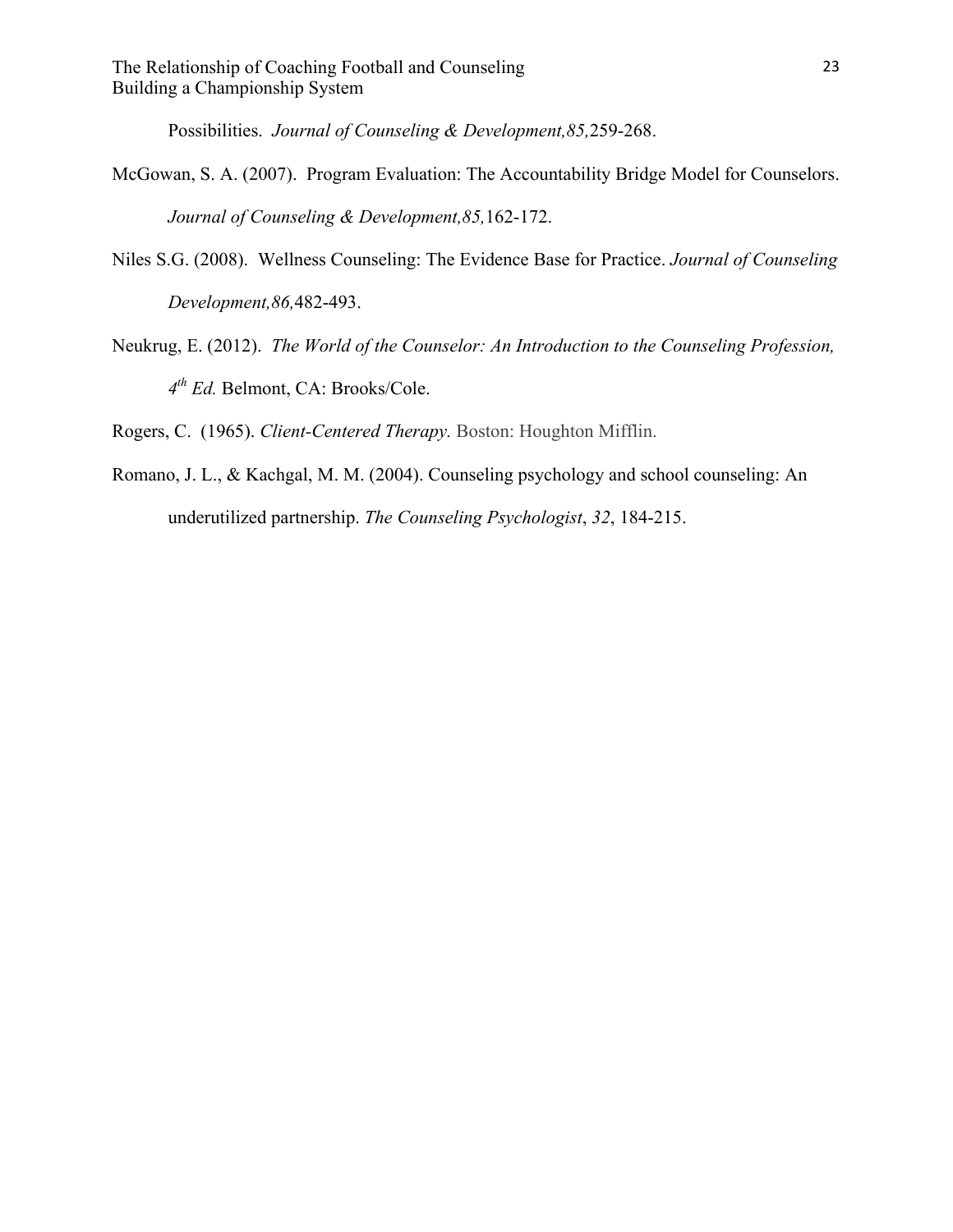Possibilities. *Journal of Counseling & Development,85,*259-268.

McGowan, S. A. (2007). Program Evaluation: The Accountability Bridge Model for Counselors. *Journal of Counseling & Development,85,*162-172.

Niles S.G. (2008). Wellness Counseling: The Evidence Base for Practice. *Journal of Counseling Development,86,*482-493.

Neukrug, E. (2012). *The World of the Counselor: An Introduction to the Counseling Profession, 4th Ed.* Belmont, CA: Brooks/Cole.

Rogers, C. (1965). *Client-Centered Therapy.* Boston: Houghton Mifflin.

Romano, J. L., & Kachgal, M. M. (2004). Counseling psychology and school counseling: An underutilized partnership. *The Counseling Psychologist*, *32*, 184-215.